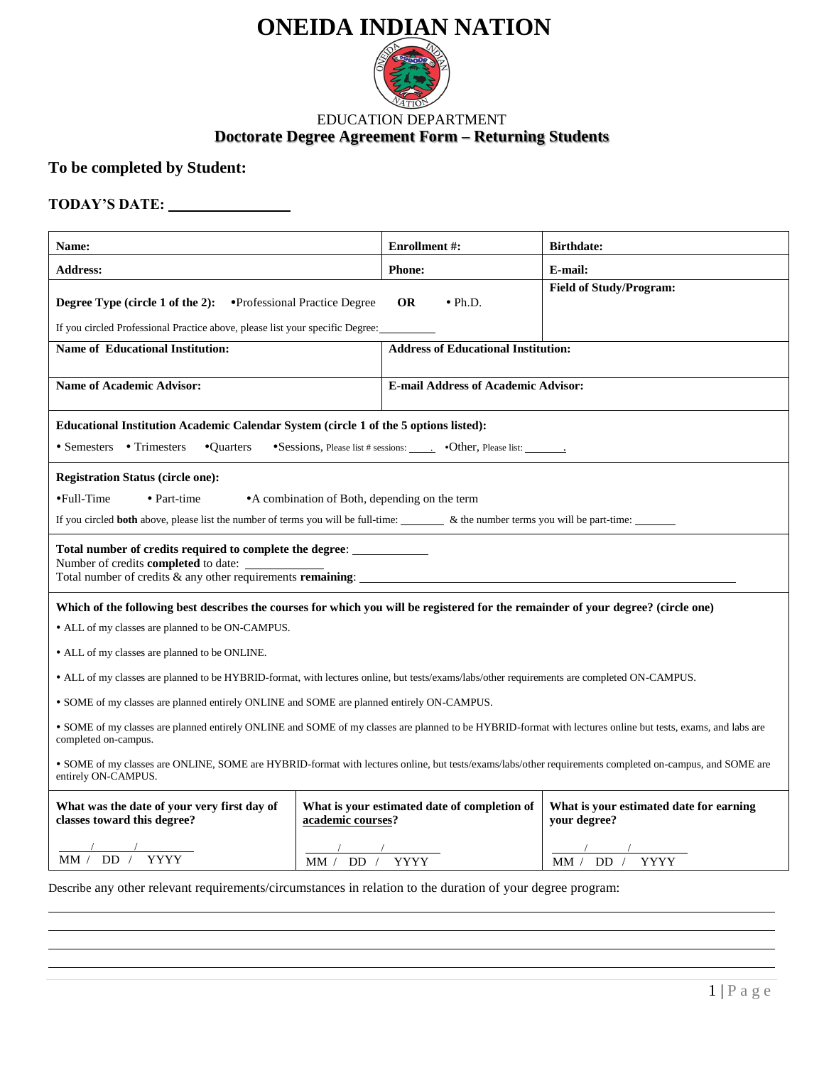# ONEIDA INDIAN NATION

EDUCATION DEPARTMENT

## Doctorate Degree Agreement Form – Returning Students

### To be completed by Student:

**TODAY'S DATE:** ________________

| **Name:** | **Enrollment #:** | **Birthdate:** |
|---|---|---|
| **Address:** | **Phone:** | **E-mail:** |
| **Degree Type (circle 1 of the 2):** •Professional Practice Degree **OR** • Ph.D.<br>If you circled Professional Practice above, please list your specific Degree:_________ | | **Field of Study/Program:** |
| **Name of Educational Institution:** | **Address of Educational Institution:** | |
| **Name of Academic Advisor:** | **E-mail Address of Academic Advisor:** | |

**Educational Institution Academic Calendar System (circle 1 of the 5 options listed):**

• Semesters • Trimesters •Quarters •Sessions, Please list # sessions: ____. •Other, Please list: _______.

**Registration Status (circle one):**

•Full-Time • Part-time •A combination of Both, depending on the term

If you circled **both** above, please list the number of terms you will be full-time: _______ & the number terms you will be part-time: _______

**Total number of credits required to complete the degree**: ___________
Number of credits **completed** to date: ___________
Total number of credits & any other requirements **remaining**: ______________________________________________

**Which of the following best describes the courses for which you will be registered for the remainder of your degree? (circle one)**

• ALL of my classes are planned to be ON-CAMPUS.

• ALL of my classes are planned to be ONLINE.

• ALL of my classes are planned to be HYBRID-format, with lectures online, but tests/exams/labs/other requirements are completed ON-CAMPUS.

• SOME of my classes are planned entirely ONLINE and SOME are planned entirely ON-CAMPUS.

• SOME of my classes are planned entirely ONLINE and SOME of my classes are planned to be HYBRID-format with lectures online but tests, exams, and labs are completed on-campus.

• SOME of my classes are ONLINE, SOME are HYBRID-format with lectures online, but tests/exams/labs/other requirements completed on-campus, and SOME are entirely ON-CAMPUS.

| **What was the date of your very first day of classes toward this degree?** | **What is your estimated date of completion of academic courses?** | **What is your estimated date for earning your degree?** |
|---|---|---|
| ____/____/________<br>MM / DD / YYYY | ____/____/________<br>MM / DD / YYYY | ____/____/________<br>MM / DD / YYYY |

Describe any other relevant requirements/circumstances in relation to the duration of your degree program:

______________________________________________________________________________

______________________________________________________________________________

______________________________________________________________________________

______________________________________________________________________________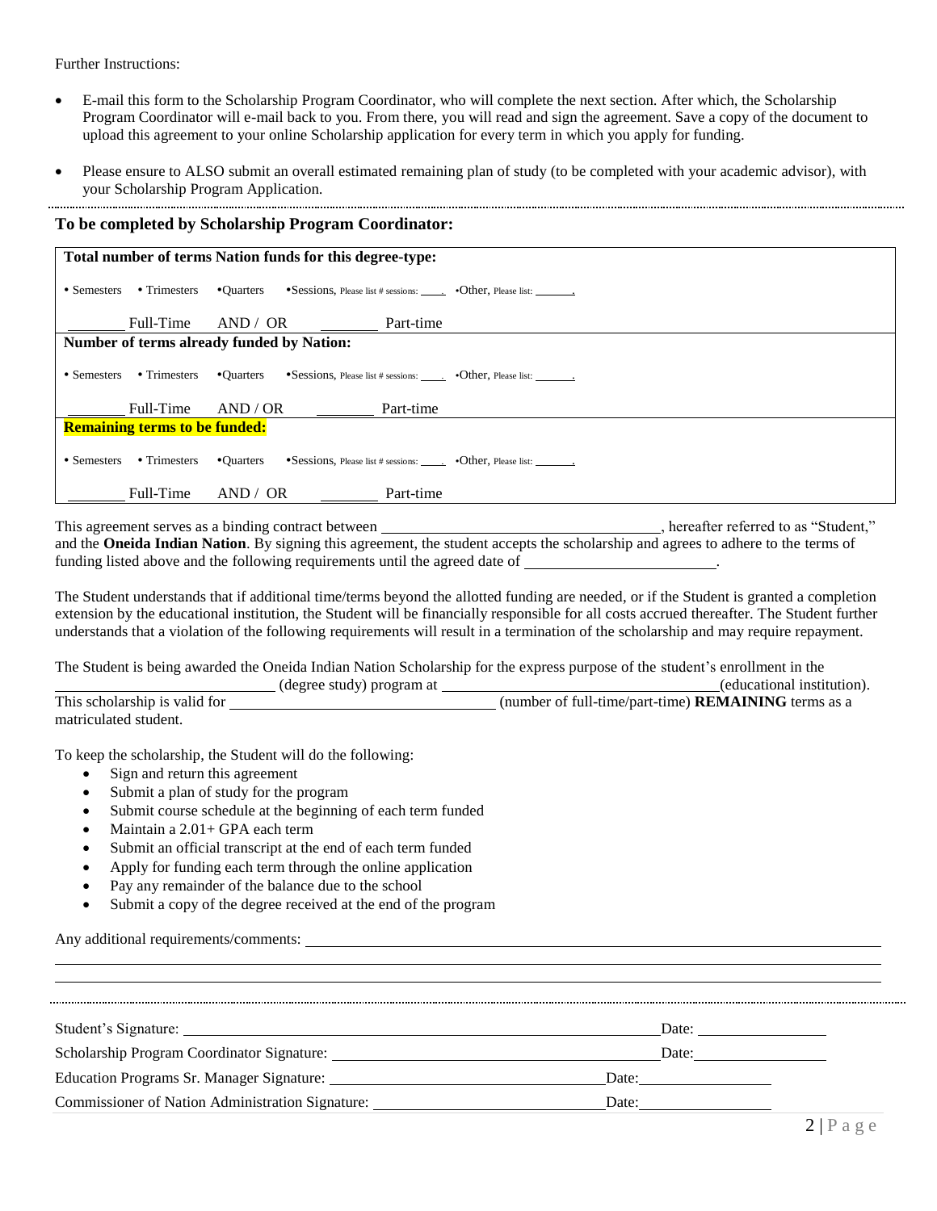Further Instructions:

- E-mail this form to the Scholarship Program Coordinator, who will complete the next section. After which, the Scholarship Program Coordinator will e-mail back to you. From there, you will read and sign the agreement. Save a copy of the document to upload this agreement to your online Scholarship application for every term in which you apply for funding.
- Please ensure to ALSO submit an overall estimated remaining plan of study (to be completed with your academic advisor), with your Scholarship Program Application.

---

**To be completed by Scholarship Program Coordinator:**

| |
|---|
| **Total number of terms Nation funds for this degree-type:**<br>• Semesters • Trimesters • Quarters • Sessions, Please list # sessions: ____. • Other, Please list: ______.<br>________ Full-Time AND / OR ________ Part-time |
| **Number of terms already funded by Nation:**<br>• Semesters • Trimesters • Quarters • Sessions, Please list # sessions: ____. • Other, Please list: ______.<br>________ Full-Time AND / OR ________ Part-time |
| **Remaining terms to be funded:**<br>• Semesters • Trimesters • Quarters • Sessions, Please list # sessions: ____. • Other, Please list: ______.<br>________ Full-Time AND / OR ________ Part-time |

This agreement serves as a binding contract between ______________________________, hereafter referred to as "Student," and the **Oneida Indian Nation**. By signing this agreement, the student accepts the scholarship and agrees to adhere to the terms of funding listed above and the following requirements until the agreed date of ______________________.

The Student understands that if additional time/terms beyond the allotted funding are needed, or if the Student is granted a completion extension by the educational institution, the Student will be financially responsible for all costs accrued thereafter. The Student further understands that a violation of the following requirements will result in a termination of the scholarship and may require repayment.

The Student is being awarded the Oneida Indian Nation Scholarship for the express purpose of the student's enrollment in the ________________________ (degree study) program at ______________________________(educational institution). This scholarship is valid for ______________________________ (number of full-time/part-time) **REMAINING** terms as a matriculated student.

To keep the scholarship, the Student will do the following:

- Sign and return this agreement
- Submit a plan of study for the program
- Submit course schedule at the beginning of each term funded
- Maintain a 2.01+ GPA each term
- Submit an official transcript at the end of each term funded
- Apply for funding each term through the online application
- Pay any remainder of the balance due to the school
- Submit a copy of the degree received at the end of the program

Any additional requirements/comments: ____________________________________________________________

____________________________________________________________________________________________

____________________________________________________________________________________________

---

Student's Signature: ____________________________________________ Date: ______________

Scholarship Program Coordinator Signature: ______________________________ Date: ______________

Education Programs Sr. Manager Signature: ______________________________ Date: ______________

Commissioner of Nation Administration Signature: __________________________ Date: ______________